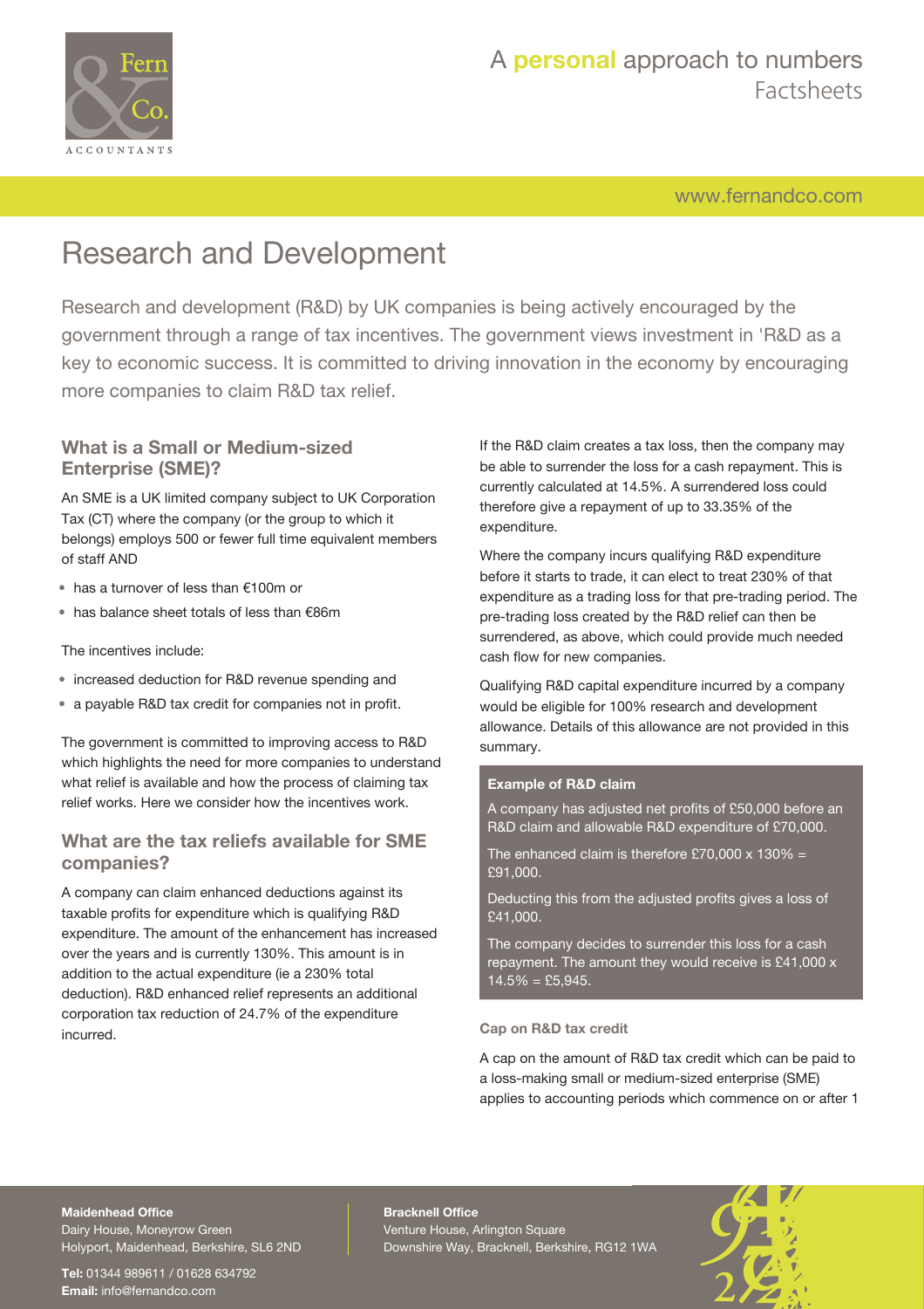# Research and Development

Research and development (R&D) by UK companies is being actively encouraged by the government through a range of tax incentives. The government views investment in 'R&D as a key to economic success. It is committed to driving innovation in the economy by encouraging more companies to claim R&D tax relief.

## What is a Small or Medium-sized Enterprise (SME)?

An SME is a UK limited company subject to UK Corporation Tax (CT) where the company (or the group to which it belongs) employs 500 or fewer full time equivalent members of staff AND

- has a turnover of less than €100m or
- has balance sheet totals of less than €86m

The incentives include:

- increased deduction for R&D revenue spending and
- a payable R&D tax credit for companies not in profit.

The government is committed to improving access to R&D which highlights the need for more companies to understand what relief is available and how the process of claiming tax relief works. Here we consider how the incentives work.

## What are the tax reliefs available for SME companies?

A company can claim enhanced deductions against its taxable profits for expenditure which is qualifying R&D expenditure. The amount of the enhancement has increased over the years and is currently 130%. This amount is in addition to the actual expenditure (ie a 230% total deduction). R&D enhanced relief represents an additional corporation tax reduction of 24.7% of the expenditure incurred.

If the R&D claim creates a tax loss, then the company may be able to surrender the loss for a cash repayment. This is currently calculated at 14.5%. A surrendered loss could therefore give a repayment of up to 33.35% of the expenditure.

Where the company incurs qualifying R&D expenditure before it starts to trade, it can elect to treat 230% of that expenditure as a trading loss for that pre-trading period. The pre-trading loss created by the R&D relief can then be surrendered, as above, which could provide much needed cash flow for new companies.

Qualifying R&D capital expenditure incurred by a company would be eligible for 100% research and development allowance. Details of this allowance are not provided in this summary.

**Example of R&D claim**

A company has adjusted net profits of £50,000 before an R&D claim and allowable R&D expenditure of £70,000.

The enhanced claim is therefore £70,000 x 130% = £91,000.

Deducting this from the adjusted profits gives a loss of £41,000.

The company decides to surrender this loss for a cash repayment. The amount they would receive is £41,000 x 14.5% = £5,945.

### Cap on R&D tax credit

A cap on the amount of R&D tax credit which can be paid to a loss-making small or medium-sized enterprise (SME) applies to accounting periods which commence on or after 1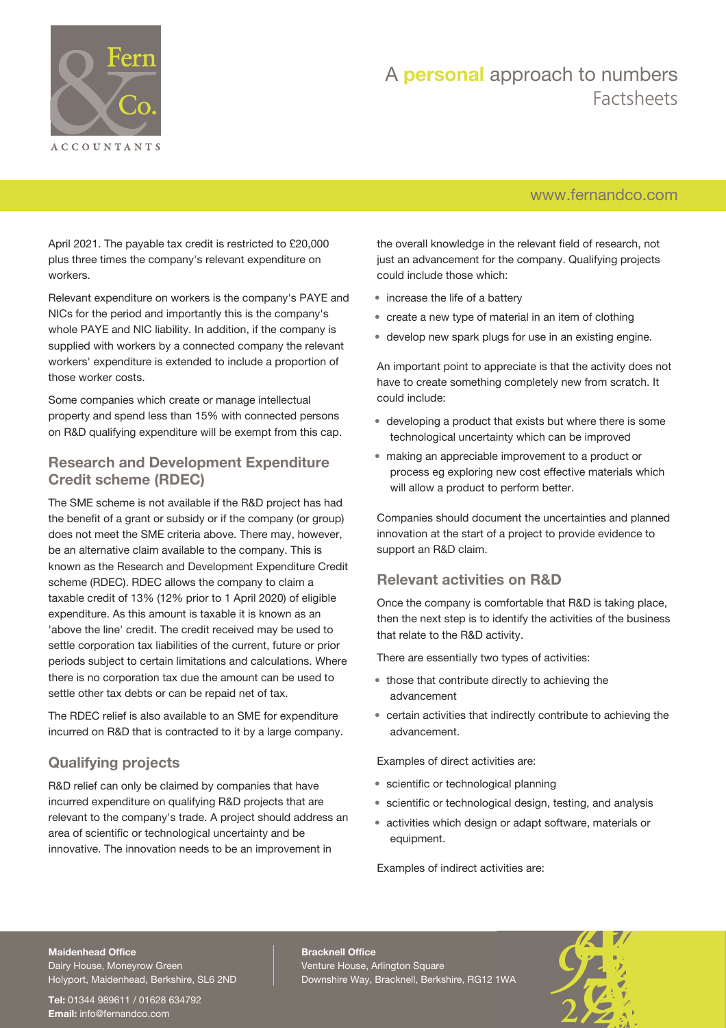April 2021. The payable tax credit is restricted to £20,000 plus three times the company's relevant expenditure on workers.

Relevant expenditure on workers is the company's PAYE and NICs for the period and importantly this is the company's whole PAYE and NIC liability. In addition, if the company is supplied with workers by a connected company the relevant workers' expenditure is extended to include a proportion of those worker costs.

Some companies which create or manage intellectual property and spend less than 15% with connected persons on R&D qualifying expenditure will be exempt from this cap.

## Research and Development Expenditure Credit scheme (RDEC)

The SME scheme is not available if the R&D project has had the benefit of a grant or subsidy or if the company (or group) does not meet the SME criteria above. There may, however, be an alternative claim available to the company. This is known as the Research and Development Expenditure Credit scheme (RDEC). RDEC allows the company to claim a taxable credit of 13% (12% prior to 1 April 2020) of eligible expenditure. As this amount is taxable it is known as an 'above the line' credit. The credit received may be used to settle corporation tax liabilities of the current, future or prior periods subject to certain limitations and calculations. Where there is no corporation tax due the amount can be used to settle other tax debts or can be repaid net of tax.

The RDEC relief is also available to an SME for expenditure incurred on R&D that is contracted to it by a large company.

## Qualifying projects

R&D relief can only be claimed by companies that have incurred expenditure on qualifying R&D projects that are relevant to the company's trade. A project should address an area of scientific or technological uncertainty and be innovative. The innovation needs to be an improvement in the overall knowledge in the relevant field of research, not just an advancement for the company. Qualifying projects could include those which:

- increase the life of a battery
- create a new type of material in an item of clothing
- develop new spark plugs for use in an existing engine.

An important point to appreciate is that the activity does not have to create something completely new from scratch. It could include:

- developing a product that exists but where there is some technological uncertainty which can be improved
- making an appreciable improvement to a product or process eg exploring new cost effective materials which will allow a product to perform better.

Companies should document the uncertainties and planned innovation at the start of a project to provide evidence to support an R&D claim.

## Relevant activities on R&D

Once the company is comfortable that R&D is taking place, then the next step is to identify the activities of the business that relate to the R&D activity.

There are essentially two types of activities:

- those that contribute directly to achieving the advancement
- certain activities that indirectly contribute to achieving the advancement.

Examples of direct activities are:

- scientific or technological planning
- scientific or technological design, testing, and analysis
- activities which design or adapt software, materials or equipment.

Examples of indirect activities are: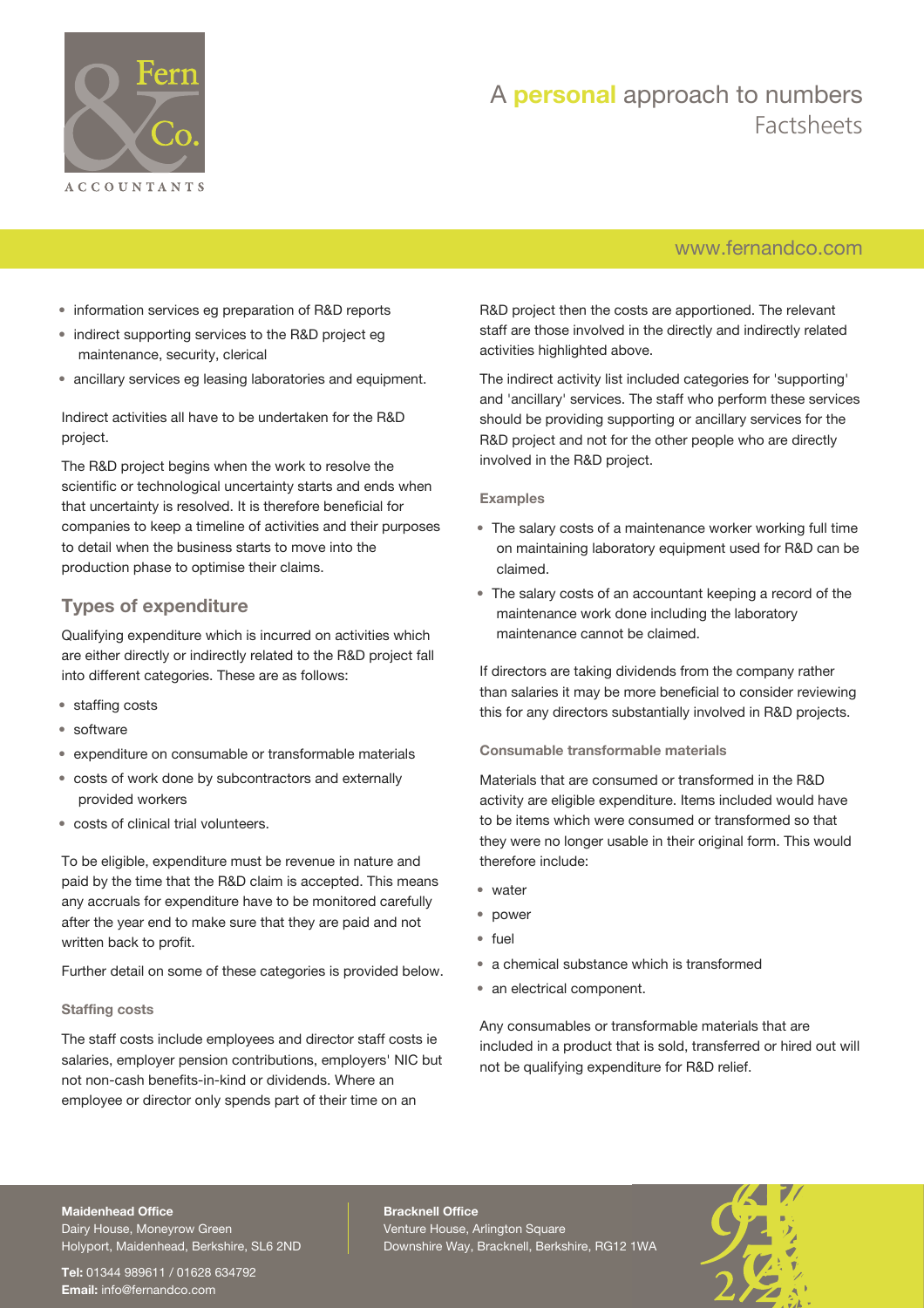- information services eg preparation of R&D reports
- indirect supporting services to the R&D project eg maintenance, security, clerical
- ancillary services eg leasing laboratories and equipment.

Indirect activities all have to be undertaken for the R&D project.

The R&D project begins when the work to resolve the scientific or technological uncertainty starts and ends when that uncertainty is resolved. It is therefore beneficial for companies to keep a timeline of activities and their purposes to detail when the business starts to move into the production phase to optimise their claims.

## Types of expenditure

Qualifying expenditure which is incurred on activities which are either directly or indirectly related to the R&D project fall into different categories. These are as follows:

- staffing costs
- software
- expenditure on consumable or transformable materials
- costs of work done by subcontractors and externally provided workers
- costs of clinical trial volunteers.

To be eligible, expenditure must be revenue in nature and paid by the time that the R&D claim is accepted. This means any accruals for expenditure have to be monitored carefully after the year end to make sure that they are paid and not written back to profit.

Further detail on some of these categories is provided below.

### Staffing costs

The staff costs include employees and director staff costs ie salaries, employer pension contributions, employers' NIC but not non-cash benefits-in-kind or dividends. Where an employee or director only spends part of their time on an R&D project then the costs are apportioned. The relevant staff are those involved in the directly and indirectly related activities highlighted above.

The indirect activity list included categories for 'supporting' and 'ancillary' services. The staff who perform these services should be providing supporting or ancillary services for the R&D project and not for the other people who are directly involved in the R&D project.

### Examples

- The salary costs of a maintenance worker working full time on maintaining laboratory equipment used for R&D can be claimed.
- The salary costs of an accountant keeping a record of the maintenance work done including the laboratory maintenance cannot be claimed.

If directors are taking dividends from the company rather than salaries it may be more beneficial to consider reviewing this for any directors substantially involved in R&D projects.

### Consumable transformable materials

Materials that are consumed or transformed in the R&D activity are eligible expenditure. Items included would have to be items which were consumed or transformed so that they were no longer usable in their original form. This would therefore include:

- water
- power
- fuel
- a chemical substance which is transformed
- an electrical component.

Any consumables or transformable materials that are included in a product that is sold, transferred or hired out will not be qualifying expenditure for R&D relief.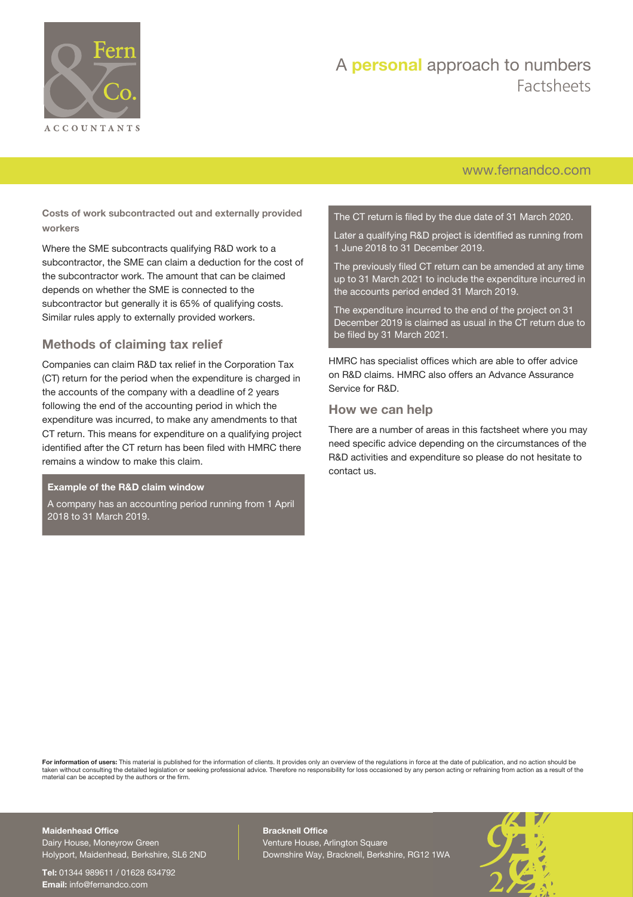### Costs of work subcontracted out and externally provided workers

Where the SME subcontracts qualifying R&D work to a subcontractor, the SME can claim a deduction for the cost of the subcontractor work. The amount that can be claimed depends on whether the SME is connected to the subcontractor but generally it is 65% of qualifying costs. Similar rules apply to externally provided workers.

## Methods of claiming tax relief

Companies can claim R&D tax relief in the Corporation Tax (CT) return for the period when the expenditure is charged in the accounts of the company with a deadline of 2 years following the end of the accounting period in which the expenditure was incurred, to make any amendments to that CT return. This means for expenditure on a qualifying project identified after the CT return has been filed with HMRC there remains a window to make this claim.

**Example of the R&D claim window**

A company has an accounting period running from 1 April 2018 to 31 March 2019.

The CT return is filed by the due date of 31 March 2020.

Later a qualifying R&D project is identified as running from 1 June 2018 to 31 December 2019.

The previously filed CT return can be amended at any time up to 31 March 2021 to include the expenditure incurred in the accounts period ended 31 March 2019.

The expenditure incurred to the end of the project on 31 December 2019 is claimed as usual in the CT return due to be filed by 31 March 2021.

HMRC has specialist offices which are able to offer advice on R&D claims. HMRC also offers an Advance Assurance Service for R&D.

## How we can help

There are a number of areas in this factsheet where you may need specific advice depending on the circumstances of the R&D activities and expenditure so please do not hesitate to contact us.

**For information of users:** This material is published for the information of clients. It provides only an overview of the regulations in force at the date of publication, and no action should be taken without consulting the detailed legislation or seeking professional advice. Therefore no responsibility for loss occasioned by any person acting or refraining from action as a result of the material can be accepted by the authors or the firm.